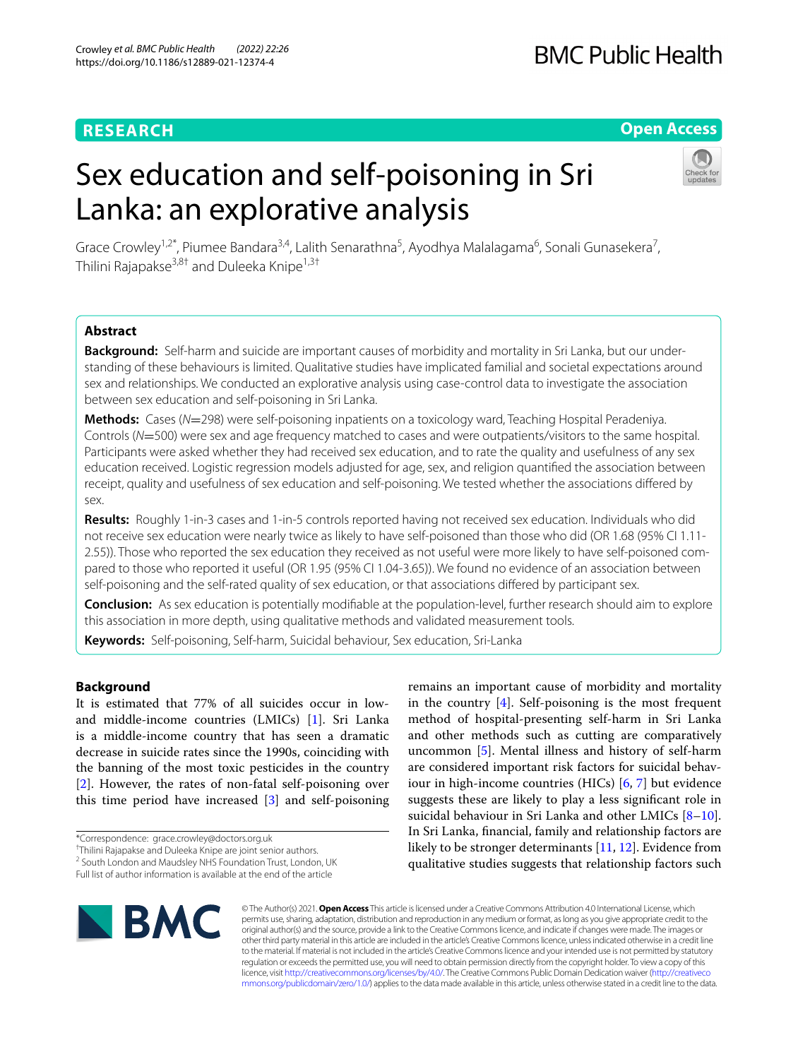# Sex education and self-poisoning in Sri Lanka: an explorative analysis

Grace Crowley[1,2*], Piumee Bandara[3,4], Lalith Senarathna[5], Ayodhya Malalagama[6], Sonali Gunasekera[7], Thilini Rajapakse[3,8†] and Duleeka Knipe[1,3†]

## Abstract

**Background:** Self-harm and suicide are important causes of morbidity and mortality in Sri Lanka, but our understanding of these behaviours is limited. Qualitative studies have implicated familial and societal expectations around sex and relationships. We conducted an explorative analysis using case-control data to investigate the association between sex education and self-poisoning in Sri Lanka.

**Methods:** Cases (N=298) were self-poisoning inpatients on a toxicology ward, Teaching Hospital Peradeniya. Controls (N=500) were sex and age frequency matched to cases and were outpatients/visitors to the same hospital. Participants were asked whether they had received sex education, and to rate the quality and usefulness of any sex education received. Logistic regression models adjusted for age, sex, and religion quantified the association between receipt, quality and usefulness of sex education and self-poisoning. We tested whether the associations differed by sex.

**Results:** Roughly 1-in-3 cases and 1-in-5 controls reported having not received sex education. Individuals who did not receive sex education were nearly twice as likely to have self-poisoned than those who did (OR 1.68 (95% CI 1.11-2.55)). Those who reported the sex education they received as not useful were more likely to have self-poisoned compared to those who reported it useful (OR 1.95 (95% CI 1.04-3.65)). We found no evidence of an association between self-poisoning and the self-rated quality of sex education, or that associations differed by participant sex.

**Conclusion:** As sex education is potentially modifiable at the population-level, further research should aim to explore this association in more depth, using qualitative methods and validated measurement tools.

**Keywords:** Self-poisoning, Self-harm, Suicidal behaviour, Sex education, Sri-Lanka

## Background

It is estimated that 77% of all suicides occur in low- and middle-income countries (LMICs) [1]. Sri Lanka is a middle-income country that has seen a dramatic decrease in suicide rates since the 1990s, coinciding with the banning of the most toxic pesticides in the country [2]. However, the rates of non-fatal self-poisoning over this time period have increased [3] and self-poisoning remains an important cause of morbidity and mortality in the country [4]. Self-poisoning is the most frequent method of hospital-presenting self-harm in Sri Lanka and other methods such as cutting are comparatively uncommon [5]. Mental illness and history of self-harm are considered important risk factors for suicidal behaviour in high-income countries (HICs) [6, 7] but evidence suggests these are likely to play a less significant role in suicidal behaviour in Sri Lanka and other LMICs [8–10]. In Sri Lanka, financial, family and relationship factors are likely to be stronger determinants [11, 12]. Evidence from qualitative studies suggests that relationship factors such

*Correspondence: grace.crowley@doctors.org.uk

†Thilini Rajapakse and Duleeka Knipe are joint senior authors.

[2] South London and Maudsley NHS Foundation Trust, London, UK

Full list of author information is available at the end of the article

© The Author(s) 2021. **Open Access** This article is licensed under a Creative Commons Attribution 4.0 International License, which permits use, sharing, adaptation, distribution and reproduction in any medium or format, as long as you give appropriate credit to the original author(s) and the source, provide a link to the Creative Commons licence, and indicate if changes were made. The images or other third party material in this article are included in the article's Creative Commons licence, unless indicated otherwise in a credit line to the material. If material is not included in the article's Creative Commons licence and your intended use is not permitted by statutory regulation or exceeds the permitted use, you will need to obtain permission directly from the copyright holder. To view a copy of this licence, visit http://creativecommons.org/licenses/by/4.0/. The Creative Commons Public Domain Dedication waiver (http://creativecommons.org/publicdomain/zero/1.0/) applies to the data made available in this article, unless otherwise stated in a credit line to the data.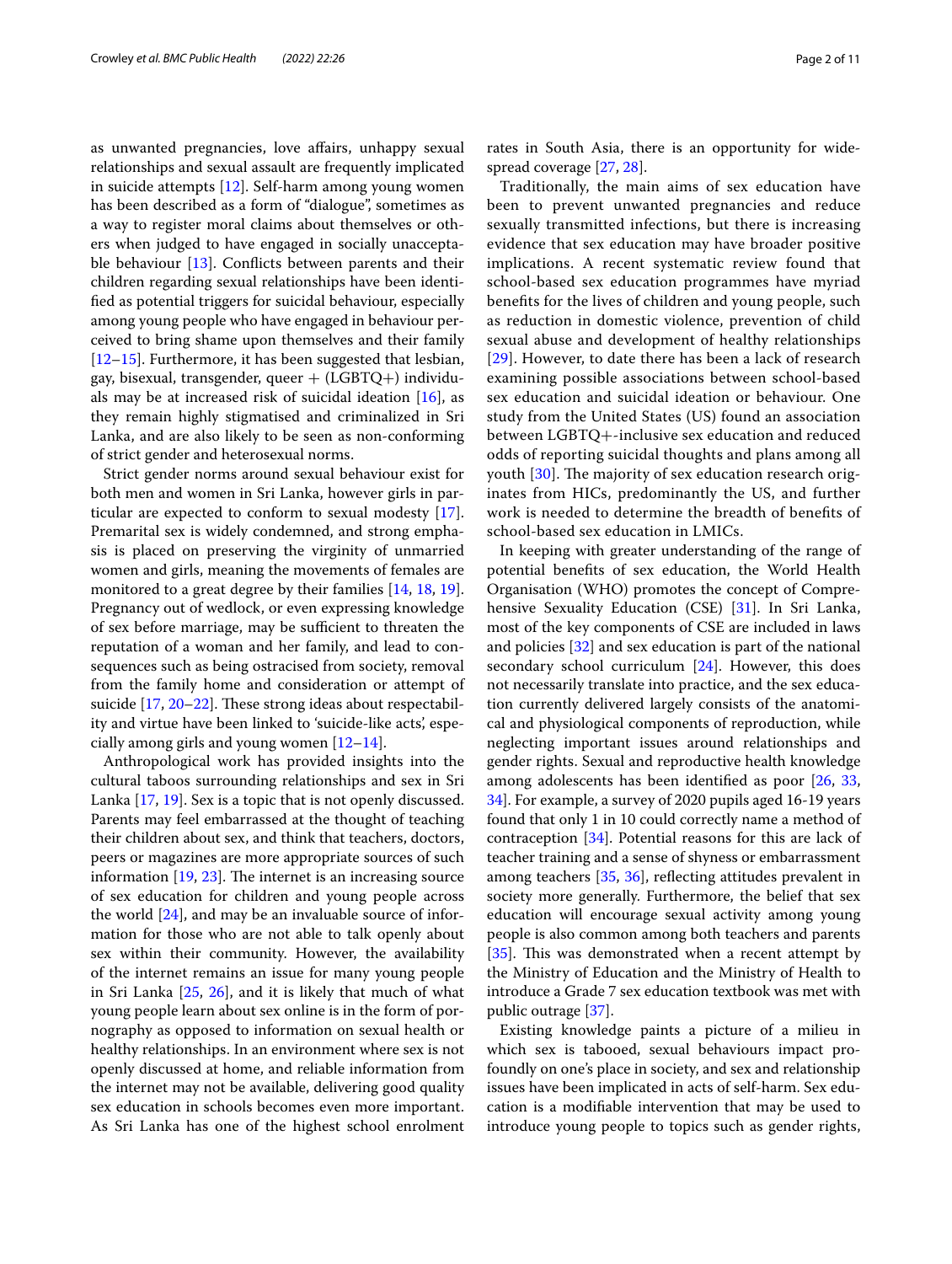as unwanted pregnancies, love affairs, unhappy sexual relationships and sexual assault are frequently implicated in suicide attempts [12]. Self-harm among young women has been described as a form of "dialogue", sometimes as a way to register moral claims about themselves or others when judged to have engaged in socially unacceptable behaviour [13]. Conflicts between parents and their children regarding sexual relationships have been identified as potential triggers for suicidal behaviour, especially among young people who have engaged in behaviour perceived to bring shame upon themselves and their family [12–15]. Furthermore, it has been suggested that lesbian, gay, bisexual, transgender, queer + (LGBTQ+) individuals may be at increased risk of suicidal ideation [16], as they remain highly stigmatised and criminalized in Sri Lanka, and are also likely to be seen as non-conforming of strict gender and heterosexual norms.

Strict gender norms around sexual behaviour exist for both men and women in Sri Lanka, however girls in particular are expected to conform to sexual modesty [17]. Premarital sex is widely condemned, and strong emphasis is placed on preserving the virginity of unmarried women and girls, meaning the movements of females are monitored to a great degree by their families [14, 18, 19]. Pregnancy out of wedlock, or even expressing knowledge of sex before marriage, may be sufficient to threaten the reputation of a woman and her family, and lead to consequences such as being ostracised from society, removal from the family home and consideration or attempt of suicide [17, 20–22]. These strong ideas about respectability and virtue have been linked to 'suicide-like acts', especially among girls and young women [12–14].

Anthropological work has provided insights into the cultural taboos surrounding relationships and sex in Sri Lanka [17, 19]. Sex is a topic that is not openly discussed. Parents may feel embarrassed at the thought of teaching their children about sex, and think that teachers, doctors, peers or magazines are more appropriate sources of such information [19, 23]. The internet is an increasing source of sex education for children and young people across the world [24], and may be an invaluable source of information for those who are not able to talk openly about sex within their community. However, the availability of the internet remains an issue for many young people in Sri Lanka [25, 26], and it is likely that much of what young people learn about sex online is in the form of pornography as opposed to information on sexual health or healthy relationships. In an environment where sex is not openly discussed at home, and reliable information from the internet may not be available, delivering good quality sex education in schools becomes even more important. As Sri Lanka has one of the highest school enrolment rates in South Asia, there is an opportunity for widespread coverage [27, 28].

Traditionally, the main aims of sex education have been to prevent unwanted pregnancies and reduce sexually transmitted infections, but there is increasing evidence that sex education may have broader positive implications. A recent systematic review found that school-based sex education programmes have myriad benefits for the lives of children and young people, such as reduction in domestic violence, prevention of child sexual abuse and development of healthy relationships [29]. However, to date there has been a lack of research examining possible associations between school-based sex education and suicidal ideation or behaviour. One study from the United States (US) found an association between LGBTQ+-inclusive sex education and reduced odds of reporting suicidal thoughts and plans among all youth [30]. The majority of sex education research originates from HICs, predominantly the US, and further work is needed to determine the breadth of benefits of school-based sex education in LMICs.

In keeping with greater understanding of the range of potential benefits of sex education, the World Health Organisation (WHO) promotes the concept of Comprehensive Sexuality Education (CSE) [31]. In Sri Lanka, most of the key components of CSE are included in laws and policies [32] and sex education is part of the national secondary school curriculum [24]. However, this does not necessarily translate into practice, and the sex education currently delivered largely consists of the anatomical and physiological components of reproduction, while neglecting important issues around relationships and gender rights. Sexual and reproductive health knowledge among adolescents has been identified as poor [26, 33, 34]. For example, a survey of 2020 pupils aged 16-19 years found that only 1 in 10 could correctly name a method of contraception [34]. Potential reasons for this are lack of teacher training and a sense of shyness or embarrassment among teachers [35, 36], reflecting attitudes prevalent in society more generally. Furthermore, the belief that sex education will encourage sexual activity among young people is also common among both teachers and parents [35]. This was demonstrated when a recent attempt by the Ministry of Education and the Ministry of Health to introduce a Grade 7 sex education textbook was met with public outrage [37].

Existing knowledge paints a picture of a milieu in which sex is tabooed, sexual behaviours impact profoundly on one's place in society, and sex and relationship issues have been implicated in acts of self-harm. Sex education is a modifiable intervention that may be used to introduce young people to topics such as gender rights,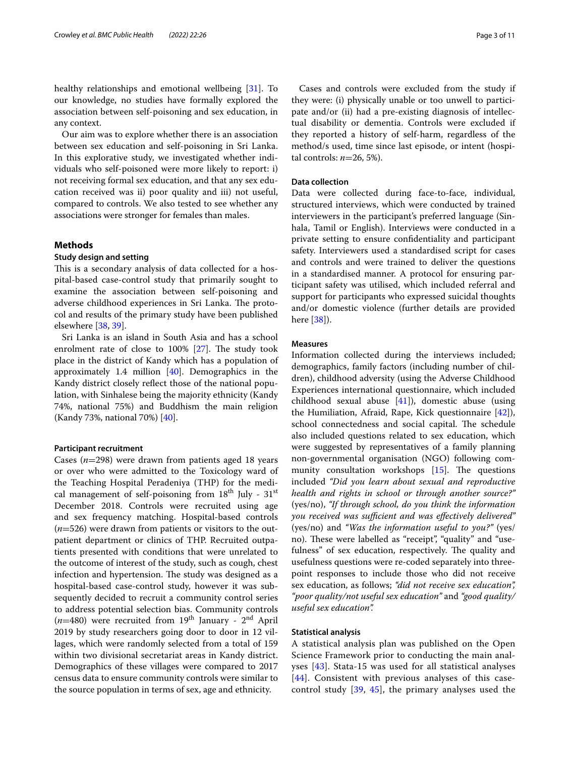healthy relationships and emotional wellbeing [31]. To our knowledge, no studies have formally explored the association between self-poisoning and sex education, in any context.

Our aim was to explore whether there is an association between sex education and self-poisoning in Sri Lanka. In this explorative study, we investigated whether individuals who self-poisoned were more likely to report: i) not receiving formal sex education, and that any sex education received was ii) poor quality and iii) not useful, compared to controls. We also tested to see whether any associations were stronger for females than males.

## Methods

### Study design and setting

This is a secondary analysis of data collected for a hospital-based case-control study that primarily sought to examine the association between self-poisoning and adverse childhood experiences in Sri Lanka. The protocol and results of the primary study have been published elsewhere [38, 39].

Sri Lanka is an island in South Asia and has a school enrolment rate of close to 100% [27]. The study took place in the district of Kandy which has a population of approximately 1.4 million [40]. Demographics in the Kandy district closely reflect those of the national population, with Sinhalese being the majority ethnicity (Kandy 74%, national 75%) and Buddhism the main religion (Kandy 73%, national 70%) [40].

### Participant recruitment

Cases ($n$=298) were drawn from patients aged 18 years or over who were admitted to the Toxicology ward of the Teaching Hospital Peradeniya (THP) for the medical management of self-poisoning from 18th July - 31st December 2018. Controls were recruited using age and sex frequency matching. Hospital-based controls ($n$=526) were drawn from patients or visitors to the outpatient department or clinics of THP. Recruited outpatients presented with conditions that were unrelated to the outcome of interest of the study, such as cough, chest infection and hypertension. The study was designed as a hospital-based case-control study, however it was subsequently decided to recruit a community control series to address potential selection bias. Community controls ($n$=480) were recruited from 19th January - 2nd April 2019 by study researchers going door to door in 12 villages, which were randomly selected from a total of 159 within two divisional secretariat areas in Kandy district. Demographics of these villages were compared to 2017 census data to ensure community controls were similar to the source population in terms of sex, age and ethnicity.

Cases and controls were excluded from the study if they were: (i) physically unable or too unwell to participate and/or (ii) had a pre-existing diagnosis of intellectual disability or dementia. Controls were excluded if they reported a history of self-harm, regardless of the method/s used, time since last episode, or intent (hospital controls: $n$=26, 5%).

### Data collection

Data were collected during face-to-face, individual, structured interviews, which were conducted by trained interviewers in the participant's preferred language (Sinhala, Tamil or English). Interviews were conducted in a private setting to ensure confidentiality and participant safety. Interviewers used a standardised script for cases and controls and were trained to deliver the questions in a standardised manner. A protocol for ensuring participant safety was utilised, which included referral and support for participants who expressed suicidal thoughts and/or domestic violence (further details are provided here [38]).

### Measures

Information collected during the interviews included; demographics, family factors (including number of children), childhood adversity (using the Adverse Childhood Experiences international questionnaire, which included childhood sexual abuse [41]), domestic abuse (using the Humiliation, Afraid, Rape, Kick questionnaire [42]), school connectedness and social capital. The schedule also included questions related to sex education, which were suggested by representatives of a family planning non-governmental organisation (NGO) following community consultation workshops [15]. The questions included *"Did you learn about sexual and reproductive health and rights in school or through another source?"* (yes/no), *"If through school, do you think the information you received was sufficient and was effectively delivered"* (yes/no) and *"Was the information useful to you?"* (yes/no). These were labelled as "receipt", "quality" and "usefulness" of sex education, respectively. The quality and usefulness questions were re-coded separately into three-point responses to include those who did not receive sex education, as follows; *"did not receive sex education"*, *"poor quality/not useful sex education"* and *"good quality/useful sex education"*.

### Statistical analysis

A statistical analysis plan was published on the Open Science Framework prior to conducting the main analyses [43]. Stata-15 was used for all statistical analyses [44]. Consistent with previous analyses of this case-control study [39, 45], the primary analyses used the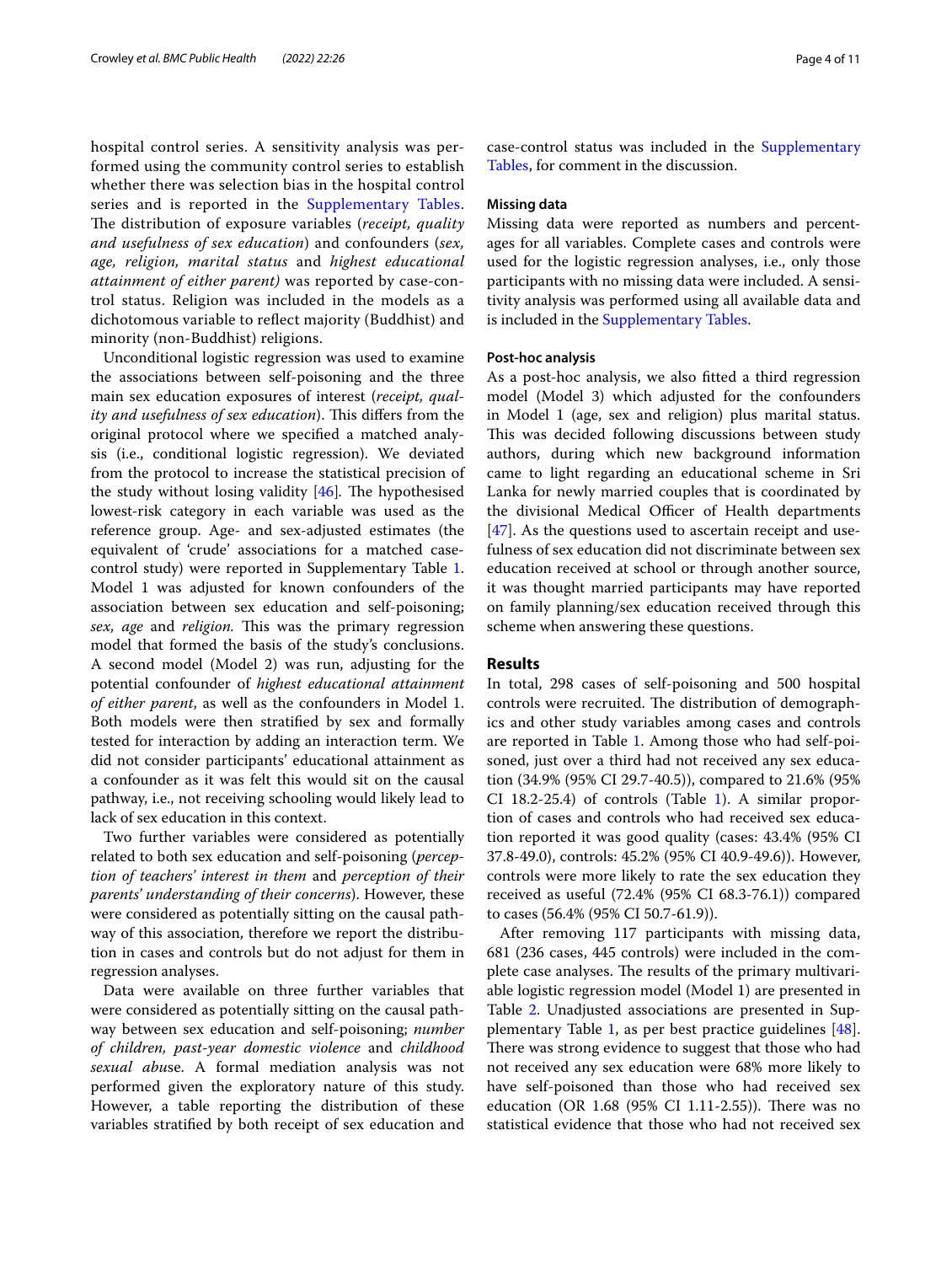hospital control series. A sensitivity analysis was performed using the community control series to establish whether there was selection bias in the hospital control series and is reported in the Supplementary Tables. The distribution of exposure variables (*receipt, quality and usefulness of sex education*) and confounders (*sex, age, religion, marital status* and *highest educational attainment of either parent)* was reported by case-control status. Religion was included in the models as a dichotomous variable to reflect majority (Buddhist) and minority (non-Buddhist) religions.

Unconditional logistic regression was used to examine the associations between self-poisoning and the three main sex education exposures of interest (*receipt, quality and usefulness of sex education*). This differs from the original protocol where we specified a matched analysis (i.e., conditional logistic regression). We deviated from the protocol to increase the statistical precision of the study without losing validity [46]. The hypothesised lowest-risk category in each variable was used as the reference group. Age- and sex-adjusted estimates (the equivalent of 'crude' associations for a matched case-control study) were reported in Supplementary Table 1. Model 1 was adjusted for known confounders of the association between sex education and self-poisoning; *sex, age* and *religion.* This was the primary regression model that formed the basis of the study's conclusions. A second model (Model 2) was run, adjusting for the potential confounder of *highest educational attainment of either parent*, as well as the confounders in Model 1. Both models were then stratified by sex and formally tested for interaction by adding an interaction term. We did not consider participants' educational attainment as a confounder as it was felt this would sit on the causal pathway, i.e., not receiving schooling would likely lead to lack of sex education in this context.

Two further variables were considered as potentially related to both sex education and self-poisoning (*perception of teachers' interest in them* and *perception of their parents' understanding of their concerns*). However, these were considered as potentially sitting on the causal pathway of this association, therefore we report the distribution in cases and controls but do not adjust for them in regression analyses.

Data were available on three further variables that were considered as potentially sitting on the causal pathway between sex education and self-poisoning; *number of children, past-year domestic violence* and *childhood sexual abuse*. A formal mediation analysis was not performed given the exploratory nature of this study. However, a table reporting the distribution of these variables stratified by both receipt of sex education and case-control status was included in the Supplementary Tables, for comment in the discussion.

#### Missing data

Missing data were reported as numbers and percentages for all variables. Complete cases and controls were used for the logistic regression analyses, i.e., only those participants with no missing data were included. A sensitivity analysis was performed using all available data and is included in the Supplementary Tables.

#### Post-hoc analysis

As a post-hoc analysis, we also fitted a third regression model (Model 3) which adjusted for the confounders in Model 1 (age, sex and religion) plus marital status. This was decided following discussions between study authors, during which new background information came to light regarding an educational scheme in Sri Lanka for newly married couples that is coordinated by the divisional Medical Officer of Health departments [47]. As the questions used to ascertain receipt and usefulness of sex education did not discriminate between sex education received at school or through another source, it was thought married participants may have reported on family planning/sex education received through this scheme when answering these questions.

## Results

In total, 298 cases of self-poisoning and 500 hospital controls were recruited. The distribution of demographics and other study variables among cases and controls are reported in Table 1. Among those who had self-poisoned, just over a third had not received any sex education (34.9% (95% CI 29.7-40.5)), compared to 21.6% (95% CI 18.2-25.4) of controls (Table 1). A similar proportion of cases and controls who had received sex education reported it was good quality (cases: 43.4% (95% CI 37.8-49.0), controls: 45.2% (95% CI 40.9-49.6)). However, controls were more likely to rate the sex education they received as useful (72.4% (95% CI 68.3-76.1)) compared to cases (56.4% (95% CI 50.7-61.9)).

After removing 117 participants with missing data, 681 (236 cases, 445 controls) were included in the complete case analyses. The results of the primary multivariable logistic regression model (Model 1) are presented in Table 2. Unadjusted associations are presented in Supplementary Table 1, as per best practice guidelines [48]. There was strong evidence to suggest that those who had not received any sex education were 68% more likely to have self-poisoned than those who had received sex education (OR 1.68 (95% CI 1.11-2.55)). There was no statistical evidence that those who had not received sex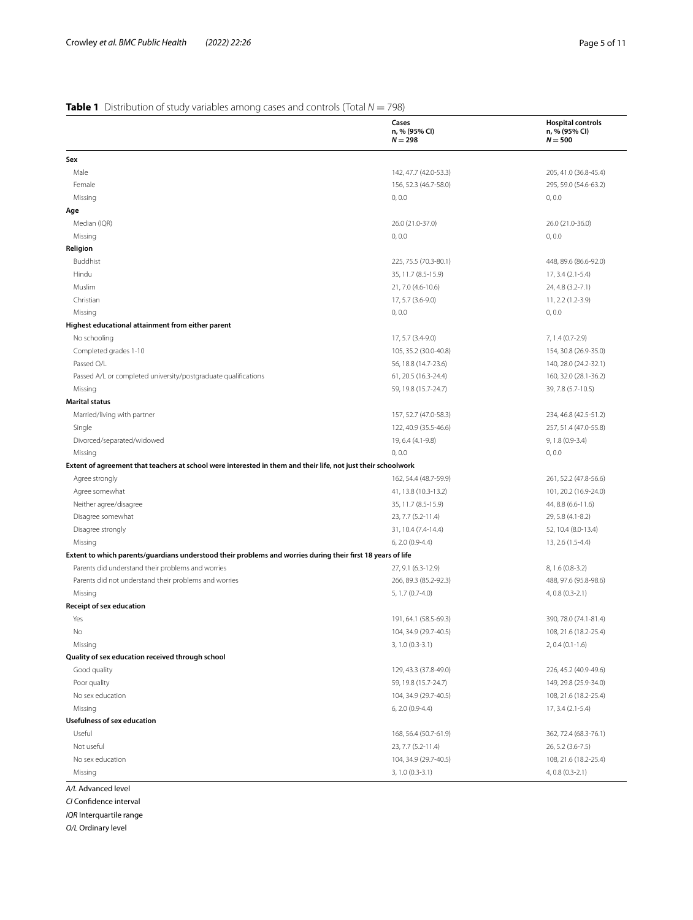**Table 1** Distribution of study variables among cases and controls (Total $N = 798$)

| | Cases<br>n, % (95% CI)<br>$N = 298$ | Hospital controls<br>n, % (95% CI)<br>$N = 500$ |
|---|---|---|
| **Sex** | | |
| Male | 142, 47.7 (42.0-53.3) | 205, 41.0 (36.8-45.4) |
| Female | 156, 52.3 (46.7-58.0) | 295, 59.0 (54.6-63.2) |
| Missing | 0, 0.0 | 0, 0.0 |
| **Age** | | |
| Median (IQR) | 26.0 (21.0-37.0) | 26.0 (21.0-36.0) |
| Missing | 0, 0.0 | 0, 0.0 |
| **Religion** | | |
| Buddhist | 225, 75.5 (70.3-80.1) | 448, 89.6 (86.6-92.0) |
| Hindu | 35, 11.7 (8.5-15.9) | 17, 3.4 (2.1-5.4) |
| Muslim | 21, 7.0 (4.6-10.6) | 24, 4.8 (3.2-7.1) |
| Christian | 17, 5.7 (3.6-9.0) | 11, 2.2 (1.2-3.9) |
| Missing | 0, 0.0 | 0, 0.0 |
| **Highest educational attainment from either parent** | | |
| No schooling | 17, 5.7 (3.4-9.0) | 7, 1.4 (0.7-2.9) |
| Completed grades 1-10 | 105, 35.2 (30.0-40.8) | 154, 30.8 (26.9-35.0) |
| Passed O/L | 56, 18.8 (14.7-23.6) | 140, 28.0 (24.2-32.1) |
| Passed A/L or completed university/postgraduate qualifications | 61, 20.5 (16.3-24.4) | 160, 32.0 (28.1-36.2) |
| Missing | 59, 19.8 (15.7-24.7) | 39, 7.8 (5.7-10.5) |
| **Marital status** | | |
| Married/living with partner | 157, 52.7 (47.0-58.3) | 234, 46.8 (42.5-51.2) |
| Single | 122, 40.9 (35.5-46.6) | 257, 51.4 (47.0-55.8) |
| Divorced/separated/widowed | 19, 6.4 (4.1-9.8) | 9, 1.8 (0.9-3.4) |
| Missing | 0, 0.0 | 0, 0.0 |
| **Extent of agreement that teachers at school were interested in them and their life, not just their schoolwork** | | |
| Agree strongly | 162, 54.4 (48.7-59.9) | 261, 52.2 (47.8-56.6) |
| Agree somewhat | 41, 13.8 (10.3-13.2) | 101, 20.2 (16.9-24.0) |
| Neither agree/disagree | 35, 11.7 (8.5-15.9) | 44, 8.8 (6.6-11.6) |
| Disagree somewhat | 23, 7.7 (5.2-11.4) | 29, 5.8 (4.1-8.2) |
| Disagree strongly | 31, 10.4 (7.4-14.4) | 52, 10.4 (8.0-13.4) |
| Missing | 6, 2.0 (0.9-4.4) | 13, 2.6 (1.5-4.4) |
| **Extent to which parents/guardians understood their problems and worries during their first 18 years of life** | | |
| Parents did understand their problems and worries | 27, 9.1 (6.3-12.9) | 8, 1.6 (0.8-3.2) |
| Parents did not understand their problems and worries | 266, 89.3 (85.2-92.3) | 488, 97.6 (95.8-98.6) |
| Missing | 5, 1.7 (0.7-4.0) | 4, 0.8 (0.3-2.1) |
| **Receipt of sex education** | | |
| Yes | 191, 64.1 (58.5-69.3) | 390, 78.0 (74.1-81.4) |
| No | 104, 34.9 (29.7-40.5) | 108, 21.6 (18.2-25.4) |
| Missing | 3, 1.0 (0.3-3.1) | 2, 0.4 (0.1-1.6) |
| **Quality of sex education received through school** | | |
| Good quality | 129, 43.3 (37.8-49.0) | 226, 45.2 (40.9-49.6) |
| Poor quality | 59, 19.8 (15.7-24.7) | 149, 29.8 (25.9-34.0) |
| No sex education | 104, 34.9 (29.7-40.5) | 108, 21.6 (18.2-25.4) |
| Missing | 6, 2.0 (0.9-4.4) | 17, 3.4 (2.1-5.4) |
| **Usefulness of sex education** | | |
| Useful | 168, 56.4 (50.7-61.9) | 362, 72.4 (68.3-76.1) |
| Not useful | 23, 7.7 (5.2-11.4) | 26, 5.2 (3.6-7.5) |
| No sex education | 104, 34.9 (29.7-40.5) | 108, 21.6 (18.2-25.4) |
| Missing | 3, 1.0 (0.3-3.1) | 4, 0.8 (0.3-2.1) |

*A/L* Advanced level

*CI* Confidence interval

*IQR* Interquartile range

*O/L* Ordinary level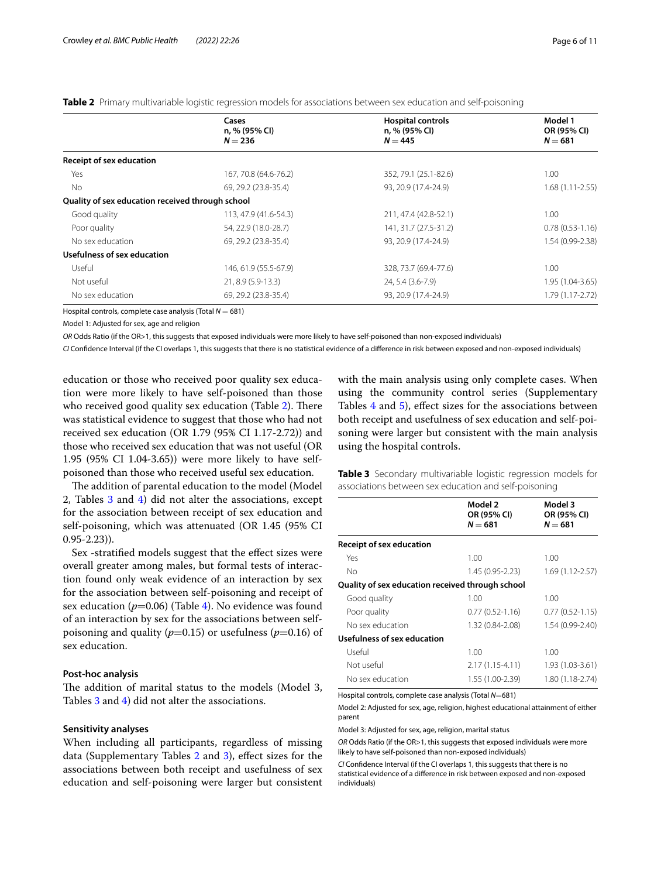**Table 2** Primary multivariable logistic regression models for associations between sex education and self-poisoning

| | Cases n, % (95% CI) $N = 236$ | Hospital controls n, % (95% CI) $N = 445$ | Model 1 OR (95% CI) $N = 681$ |
|---|---|---|---|
| **Receipt of sex education** | | | |
| Yes | 167, 70.8 (64.6-76.2) | 352, 79.1 (25.1-82.6) | 1.00 |
| No | 69, 29.2 (23.8-35.4) | 93, 20.9 (17.4-24.9) | 1.68 (1.11-2.55) |
| **Quality of sex education received through school** | | | |
| Good quality | 113, 47.9 (41.6-54.3) | 211, 47.4 (42.8-52.1) | 1.00 |
| Poor quality | 54, 22.9 (18.0-28.7) | 141, 31.7 (27.5-31.2) | 0.78 (0.53-1.16) |
| No sex education | 69, 29.2 (23.8-35.4) | 93, 20.9 (17.4-24.9) | 1.54 (0.99-2.38) |
| **Usefulness of sex education** | | | |
| Useful | 146, 61.9 (55.5-67.9) | 328, 73.7 (69.4-77.6) | 1.00 |
| Not useful | 21, 8.9 (5.9-13.3) | 24, 5.4 (3.6-7.9) | 1.95 (1.04-3.65) |
| No sex education | 69, 29.2 (23.8-35.4) | 93, 20.9 (17.4-24.9) | 1.79 (1.17-2.72) |

Hospital controls, complete case analysis (Total $N = 681$)

Model 1: Adjusted for sex, age and religion

*OR* Odds Ratio (if the OR>1, this suggests that exposed individuals were more likely to have self-poisoned than non-exposed individuals)

*CI* Confidence Interval (if the CI overlaps 1, this suggests that there is no statistical evidence of a difference in risk between exposed and non-exposed individuals)

education or those who received poor quality sex education were more likely to have self-poisoned than those who received good quality sex education (Table 2). There was statistical evidence to suggest that those who had not received sex education (OR 1.79 (95% CI 1.17-2.72)) and those who received sex education that was not useful (OR 1.95 (95% CI 1.04-3.65)) were more likely to have self-poisoned than those who received useful sex education.

The addition of parental education to the model (Model 2, Tables 3 and 4) did not alter the associations, except for the association between receipt of sex education and self-poisoning, which was attenuated (OR 1.45 (95% CI 0.95-2.23)).

Sex -stratified models suggest that the effect sizes were overall greater among males, but formal tests of interaction found only weak evidence of an interaction by sex for the association between self-poisoning and receipt of sex education ($p$=0.06) (Table 4). No evidence was found of an interaction by sex for the associations between self-poisoning and quality ($p$=0.15) or usefulness ($p$=0.16) of sex education.

### Post-hoc analysis

The addition of marital status to the models (Model 3, Tables 3 and 4) did not alter the associations.

### Sensitivity analyses

When including all participants, regardless of missing data (Supplementary Tables 2 and 3), effect sizes for the associations between both receipt and usefulness of sex education and self-poisoning were larger but consistent with the main analysis using only complete cases. When using the community control series (Supplementary Tables 4 and 5), effect sizes for the associations between both receipt and usefulness of sex education and self-poisoning were larger but consistent with the main analysis using the hospital controls.

**Table 3** Secondary multivariable logistic regression models for associations between sex education and self-poisoning

| | Model 2 OR (95% CI) $N = 681$ | Model 3 OR (95% CI) $N = 681$ |
|---|---|---|
| **Receipt of sex education** | | |
| Yes | 1.00 | 1.00 |
| No | 1.45 (0.95-2.23) | 1.69 (1.12-2.57) |
| **Quality of sex education received through school** | | |
| Good quality | 1.00 | 1.00 |
| Poor quality | 0.77 (0.52-1.16) | 0.77 (0.52-1.15) |
| No sex education | 1.32 (0.84-2.08) | 1.54 (0.99-2.40) |
| **Usefulness of sex education** | | |
| Useful | 1.00 | 1.00 |
| Not useful | 2.17 (1.15-4.11) | 1.93 (1.03-3.61) |
| No sex education | 1.55 (1.00-2.39) | 1.80 (1.18-2.74) |

Hospital controls, complete case analysis (Total $N$=681)

Model 2: Adjusted for sex, age, religion, highest educational attainment of either parent

Model 3: Adjusted for sex, age, religion, marital status

*OR* Odds Ratio (if the OR>1, this suggests that exposed individuals were more likely to have self-poisoned than non-exposed individuals)

*CI* Confidence Interval (if the CI overlaps 1, this suggests that there is no statistical evidence of a difference in risk between exposed and non-exposed individuals)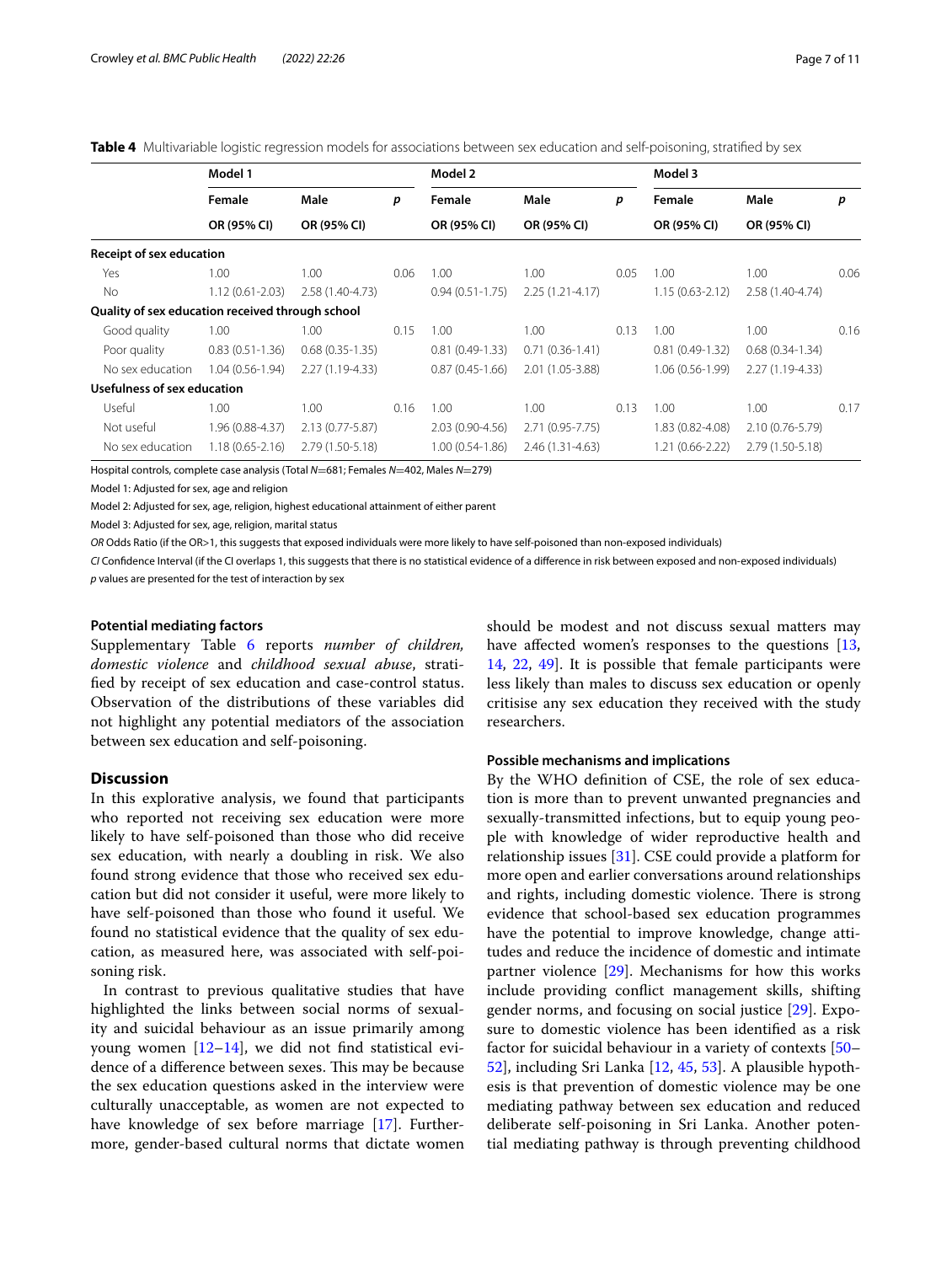**Table 4** Multivariable logistic regression models for associations between sex education and self-poisoning, stratified by sex

| | Model 1 | | | Model 2 | | | Model 3 | | |
|---|---|---|---|---|---|---|---|---|---|
| | Female | Male | *p* | Female | Male | *p* | Female | Male | *p* |
| | OR (95% CI) | OR (95% CI) | | OR (95% CI) | OR (95% CI) | | OR (95% CI) | OR (95% CI) | |
| **Receipt of sex education** | | | | | | | | | |
| Yes | 1.00 | 1.00 | 0.06 | 1.00 | 1.00 | 0.05 | 1.00 | 1.00 | 0.06 |
| No | 1.12 (0.61-2.03) | 2.58 (1.40-4.73) | | 0.94 (0.51-1.75) | 2.25 (1.21-4.17) | | 1.15 (0.63-2.12) | 2.58 (1.40-4.74) | |
| **Quality of sex education received through school** | | | | | | | | | |
| Good quality | 1.00 | 1.00 | 0.15 | 1.00 | 1.00 | 0.13 | 1.00 | 1.00 | 0.16 |
| Poor quality | 0.83 (0.51-1.36) | 0.68 (0.35-1.35) | | 0.81 (0.49-1.33) | 0.71 (0.36-1.41) | | 0.81 (0.49-1.32) | 0.68 (0.34-1.34) | |
| No sex education | 1.04 (0.56-1.94) | 2.27 (1.19-4.33) | | 0.87 (0.45-1.66) | 2.01 (1.05-3.88) | | 1.06 (0.56-1.99) | 2.27 (1.19-4.33) | |
| **Usefulness of sex education** | | | | | | | | | |
| Useful | 1.00 | 1.00 | 0.16 | 1.00 | 1.00 | 0.13 | 1.00 | 1.00 | 0.17 |
| Not useful | 1.96 (0.88-4.37) | 2.13 (0.77-5.87) | | 2.03 (0.90-4.56) | 2.71 (0.95-7.75) | | 1.83 (0.82-4.08) | 2.10 (0.76-5.79) | |
| No sex education | 1.18 (0.65-2.16) | 2.79 (1.50-5.18) | | 1.00 (0.54-1.86) | 2.46 (1.31-4.63) | | 1.21 (0.66-2.22) | 2.79 (1.50-5.18) | |

Hospital controls, complete case analysis (Total *N*=681; Females *N*=402, Males *N*=279)

Model 1: Adjusted for sex, age and religion

Model 2: Adjusted for sex, age, religion, highest educational attainment of either parent

Model 3: Adjusted for sex, age, religion, marital status

*OR* Odds Ratio (if the OR>1, this suggests that exposed individuals were more likely to have self-poisoned than non-exposed individuals)

*CI* Confidence Interval (if the CI overlaps 1, this suggests that there is no statistical evidence of a difference in risk between exposed and non-exposed individuals)

*p* values are presented for the test of interaction by sex

#### Potential mediating factors

Supplementary Table 6 reports *number of children, domestic violence* and *childhood sexual abuse*, stratified by receipt of sex education and case-control status. Observation of the distributions of these variables did not highlight any potential mediators of the association between sex education and self-poisoning.

## Discussion

In this explorative analysis, we found that participants who reported not receiving sex education were more likely to have self-poisoned than those who did receive sex education, with nearly a doubling in risk. We also found strong evidence that those who received sex education but did not consider it useful, were more likely to have self-poisoned than those who found it useful. We found no statistical evidence that the quality of sex education, as measured here, was associated with self-poisoning risk.

In contrast to previous qualitative studies that have highlighted the links between social norms of sexuality and suicidal behaviour as an issue primarily among young women [12–14], we did not find statistical evidence of a difference between sexes. This may be because the sex education questions asked in the interview were culturally unacceptable, as women are not expected to have knowledge of sex before marriage [17]. Furthermore, gender-based cultural norms that dictate women should be modest and not discuss sexual matters may have affected women's responses to the questions [13, 14, 22, 49]. It is possible that female participants were less likely than males to discuss sex education or openly critisise any sex education they received with the study researchers.

#### Possible mechanisms and implications

By the WHO definition of CSE, the role of sex education is more than to prevent unwanted pregnancies and sexually-transmitted infections, but to equip young people with knowledge of wider reproductive health and relationship issues [31]. CSE could provide a platform for more open and earlier conversations around relationships and rights, including domestic violence. There is strong evidence that school-based sex education programmes have the potential to improve knowledge, change attitudes and reduce the incidence of domestic and intimate partner violence [29]. Mechanisms for how this works include providing conflict management skills, shifting gender norms, and focusing on social justice [29]. Exposure to domestic violence has been identified as a risk factor for suicidal behaviour in a variety of contexts [50–52], including Sri Lanka [12, 45, 53]. A plausible hypothesis is that prevention of domestic violence may be one mediating pathway between sex education and reduced deliberate self-poisoning in Sri Lanka. Another potential mediating pathway is through preventing childhood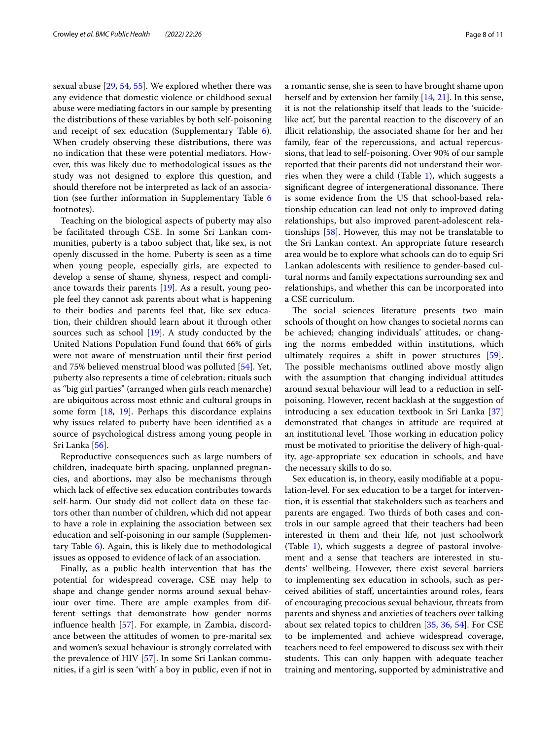sexual abuse [29, 54, 55]. We explored whether there was any evidence that domestic violence or childhood sexual abuse were mediating factors in our sample by presenting the distributions of these variables by both self-poisoning and receipt of sex education (Supplementary Table 6). When crudely observing these distributions, there was no indication that these were potential mediators. However, this was likely due to methodological issues as the study was not designed to explore this question, and should therefore not be interpreted as lack of an association (see further information in Supplementary Table 6 footnotes).

Teaching on the biological aspects of puberty may also be facilitated through CSE. In some Sri Lankan communities, puberty is a taboo subject that, like sex, is not openly discussed in the home. Puberty is seen as a time when young people, especially girls, are expected to develop a sense of shame, shyness, respect and compliance towards their parents [19]. As a result, young people feel they cannot ask parents about what is happening to their bodies and parents feel that, like sex education, their children should learn about it through other sources such as school [19]. A study conducted by the United Nations Population Fund found that 66% of girls were not aware of menstruation until their first period and 75% believed menstrual blood was polluted [54]. Yet, puberty also represents a time of celebration; rituals such as "big girl parties" (arranged when girls reach menarche) are ubiquitous across most ethnic and cultural groups in some form [18, 19]. Perhaps this discordance explains why issues related to puberty have been identified as a source of psychological distress among young people in Sri Lanka [56].

Reproductive consequences such as large numbers of children, inadequate birth spacing, unplanned pregnancies, and abortions, may also be mechanisms through which lack of effective sex education contributes towards self-harm. Our study did not collect data on these factors other than number of children, which did not appear to have a role in explaining the association between sex education and self-poisoning in our sample (Supplementary Table 6). Again, this is likely due to methodological issues as opposed to evidence of lack of an association.

Finally, as a public health intervention that has the potential for widespread coverage, CSE may help to shape and change gender norms around sexual behaviour over time. There are ample examples from different settings that demonstrate how gender norms influence health [57]. For example, in Zambia, discordance between the attitudes of women to pre-marital sex and women's sexual behaviour is strongly correlated with the prevalence of HIV [57]. In some Sri Lankan communities, if a girl is seen 'with' a boy in public, even if not in a romantic sense, she is seen to have brought shame upon herself and by extension her family [14, 21]. In this sense, it is not the relationship itself that leads to the 'suicide-like act', but the parental reaction to the discovery of an illicit relationship, the associated shame for her and her family, fear of the repercussions, and actual repercussions, that lead to self-poisoning. Over 90% of our sample reported that their parents did not understand their worries when they were a child (Table 1), which suggests a significant degree of intergenerational dissonance. There is some evidence from the US that school-based relationship education can lead not only to improved dating relationships, but also improved parent-adolescent relationships [58]. However, this may not be translatable to the Sri Lankan context. An appropriate future research area would be to explore what schools can do to equip Sri Lankan adolescents with resilience to gender-based cultural norms and family expectations surrounding sex and relationships, and whether this can be incorporated into a CSE curriculum.

The social sciences literature presents two main schools of thought on how changes to societal norms can be achieved; changing individuals' attitudes, or changing the norms embedded within institutions, which ultimately requires a shift in power structures [59]. The possible mechanisms outlined above mostly align with the assumption that changing individual attitudes around sexual behaviour will lead to a reduction in self-poisoning. However, recent backlash at the suggestion of introducing a sex education textbook in Sri Lanka [37] demonstrated that changes in attitude are required at an institutional level. Those working in education policy must be motivated to prioritise the delivery of high-quality, age-appropriate sex education in schools, and have the necessary skills to do so.

Sex education is, in theory, easily modifiable at a population-level. For sex education to be a target for intervention, it is essential that stakeholders such as teachers and parents are engaged. Two thirds of both cases and controls in our sample agreed that their teachers had been interested in them and their life, not just schoolwork (Table 1), which suggests a degree of pastoral involvement and a sense that teachers are interested in students' wellbeing. However, there exist several barriers to implementing sex education in schools, such as perceived abilities of staff, uncertainties around roles, fears of encouraging precocious sexual behaviour, threats from parents and shyness and anxieties of teachers over talking about sex related topics to children [35, 36, 54]. For CSE to be implemented and achieve widespread coverage, teachers need to feel empowered to discuss sex with their students. This can only happen with adequate teacher training and mentoring, supported by administrative and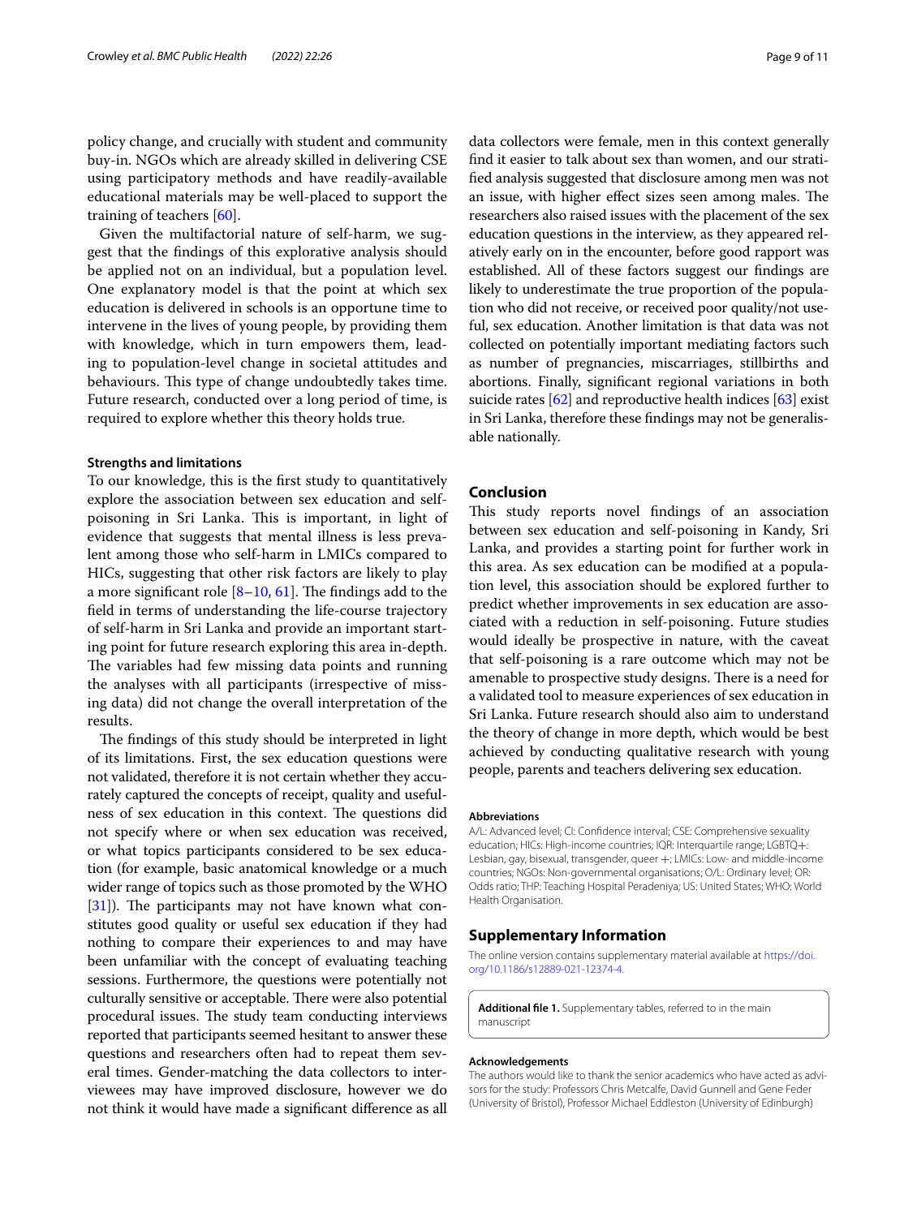policy change, and crucially with student and community buy-in. NGOs which are already skilled in delivering CSE using participatory methods and have readily-available educational materials may be well-placed to support the training of teachers [60].

Given the multifactorial nature of self-harm, we suggest that the findings of this explorative analysis should be applied not on an individual, but a population level. One explanatory model is that the point at which sex education is delivered in schools is an opportune time to intervene in the lives of young people, by providing them with knowledge, which in turn empowers them, leading to population-level change in societal attitudes and behaviours. This type of change undoubtedly takes time. Future research, conducted over a long period of time, is required to explore whether this theory holds true.

### Strengths and limitations

To our knowledge, this is the first study to quantitatively explore the association between sex education and self-poisoning in Sri Lanka. This is important, in light of evidence that suggests that mental illness is less prevalent among those who self-harm in LMICs compared to HICs, suggesting that other risk factors are likely to play a more significant role [8–10, 61]. The findings add to the field in terms of understanding the life-course trajectory of self-harm in Sri Lanka and provide an important starting point for future research exploring this area in-depth. The variables had few missing data points and running the analyses with all participants (irrespective of missing data) did not change the overall interpretation of the results.

The findings of this study should be interpreted in light of its limitations. First, the sex education questions were not validated, therefore it is not certain whether they accurately captured the concepts of receipt, quality and usefulness of sex education in this context. The questions did not specify where or when sex education was received, or what topics participants considered to be sex education (for example, basic anatomical knowledge or a much wider range of topics such as those promoted by the WHO [31]). The participants may not have known what constitutes good quality or useful sex education if they had nothing to compare their experiences to and may have been unfamiliar with the concept of evaluating teaching sessions. Furthermore, the questions were potentially not culturally sensitive or acceptable. There were also potential procedural issues. The study team conducting interviews reported that participants seemed hesitant to answer these questions and researchers often had to repeat them several times. Gender-matching the data collectors to interviewees may have improved disclosure, however we do not think it would have made a significant difference as all data collectors were female, men in this context generally find it easier to talk about sex than women, and our stratified analysis suggested that disclosure among men was not an issue, with higher effect sizes seen among males. The researchers also raised issues with the placement of the sex education questions in the interview, as they appeared relatively early on in the encounter, before good rapport was established. All of these factors suggest our findings are likely to underestimate the true proportion of the population who did not receive, or received poor quality/not useful, sex education. Another limitation is that data was not collected on potentially important mediating factors such as number of pregnancies, miscarriages, stillbirths and abortions. Finally, significant regional variations in both suicide rates [62] and reproductive health indices [63] exist in Sri Lanka, therefore these findings may not be generalisable nationally.

## Conclusion

This study reports novel findings of an association between sex education and self-poisoning in Kandy, Sri Lanka, and provides a starting point for further work in this area. As sex education can be modified at a population level, this association should be explored further to predict whether improvements in sex education are associated with a reduction in self-poisoning. Future studies would ideally be prospective in nature, with the caveat that self-poisoning is a rare outcome which may not be amenable to prospective study designs. There is a need for a validated tool to measure experiences of sex education in Sri Lanka. Future research should also aim to understand the theory of change in more depth, which would be best achieved by conducting qualitative research with young people, parents and teachers delivering sex education.

#### Abbreviations

A/L: Advanced level; CI: Confidence interval; CSE: Comprehensive sexuality education; HICs: High-income countries; IQR: Interquartile range; LGBTQ+: Lesbian, gay, bisexual, transgender, queer +; LMICs: Low- and middle-income countries; NGOs: Non-governmental organisations; O/L: Ordinary level; OR: Odds ratio; THP: Teaching Hospital Peradeniya; US: United States; WHO: World Health Organisation.

## Supplementary Information

The online version contains supplementary material available at https://doi.org/10.1186/s12889-021-12374-4.

**Additional file 1.** Supplementary tables, referred to in the main manuscript

#### Acknowledgements

The authors would like to thank the senior academics who have acted as advisors for the study: Professors Chris Metcalfe, David Gunnell and Gene Feder (University of Bristol), Professor Michael Eddleston (University of Edinburgh)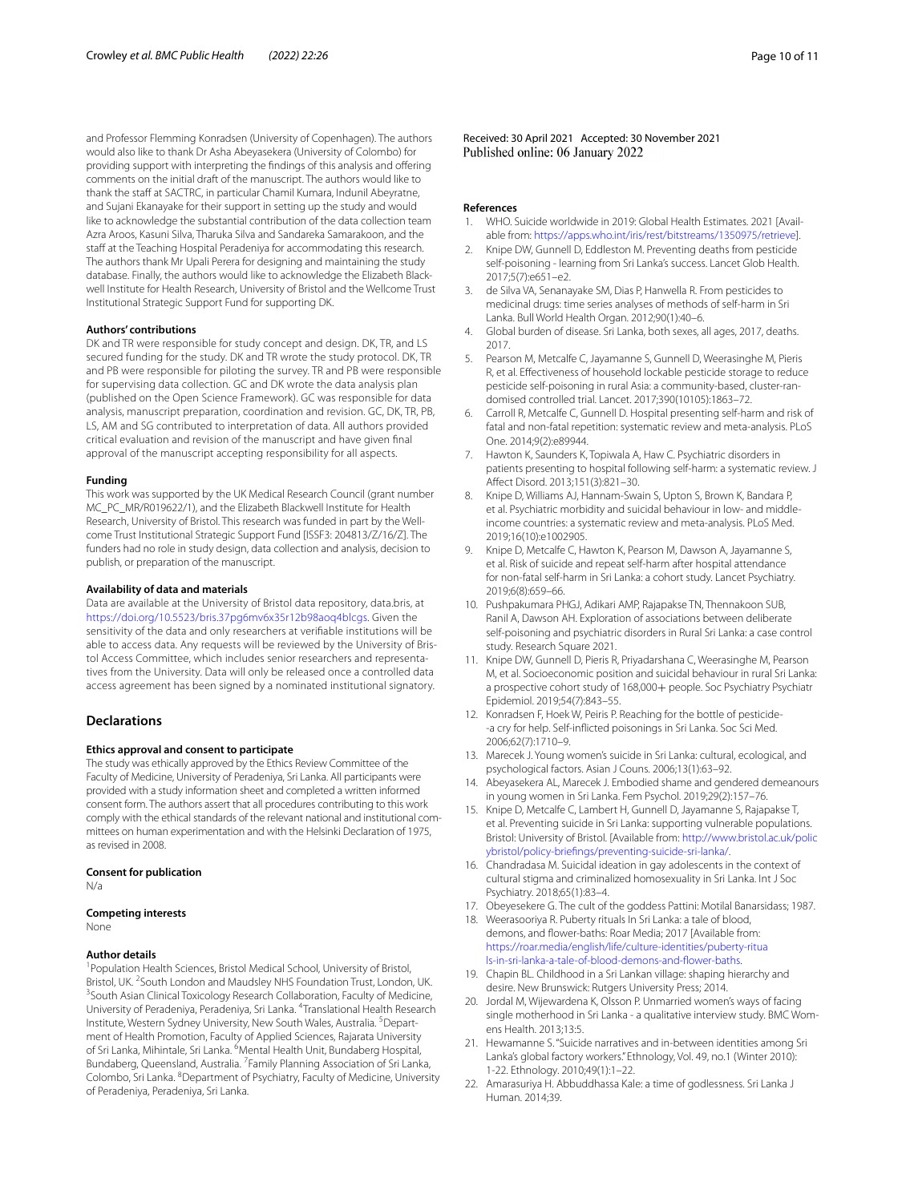and Professor Flemming Konradsen (University of Copenhagen). The authors would also like to thank Dr Asha Abeyasekera (University of Colombo) for providing support with interpreting the findings of this analysis and offering comments on the initial draft of the manuscript. The authors would like to thank the staff at SACTRC, in particular Chamil Kumara, Indunil Abeyratne, and Sujani Ekanayake for their support in setting up the study and would like to acknowledge the substantial contribution of the data collection team Azra Aroos, Kasuni Silva, Tharuka Silva and Sandareka Samarakoon, and the staff at the Teaching Hospital Peradeniya for accommodating this research. The authors thank Mr Upali Perera for designing and maintaining the study database. Finally, the authors would like to acknowledge the Elizabeth Blackwell Institute for Health Research, University of Bristol and the Wellcome Trust Institutional Strategic Support Fund for supporting DK.

#### Authors' contributions

DK and TR were responsible for study concept and design. DK, TR, and LS secured funding for the study. DK and TR wrote the study protocol. DK, TR and PB were responsible for piloting the survey. TR and PB were responsible for supervising data collection. GC and DK wrote the data analysis plan (published on the Open Science Framework). GC was responsible for data analysis, manuscript preparation, coordination and revision. GC, DK, TR, PB, LS, AM and SG contributed to interpretation of data. All authors provided critical evaluation and revision of the manuscript and have given final approval of the manuscript accepting responsibility for all aspects.

#### Funding

This work was supported by the UK Medical Research Council (grant number MC_PC_MR/R019622/1), and the Elizabeth Blackwell Institute for Health Research, University of Bristol. This research was funded in part by the Wellcome Trust Institutional Strategic Support Fund [ISSF3: 204813/Z/16/Z]. The funders had no role in study design, data collection and analysis, decision to publish, or preparation of the manuscript.

#### Availability of data and materials

Data are available at the University of Bristol data repository, data.bris, at https://doi.org/10.5523/bris.37pg6mv6x35r12b98aoq4blcgs. Given the sensitivity of the data and only researchers at verifiable institutions will be able to access data. Any requests will be reviewed by the University of Bristol Access Committee, which includes senior researchers and representatives from the University. Data will only be released once a controlled data access agreement has been signed by a nominated institutional signatory.

## Declarations

#### Ethics approval and consent to participate

The study was ethically approved by the Ethics Review Committee of the Faculty of Medicine, University of Peradeniya, Sri Lanka. All participants were provided with a study information sheet and completed a written informed consent form. The authors assert that all procedures contributing to this work comply with the ethical standards of the relevant national and institutional committees on human experimentation and with the Helsinki Declaration of 1975, as revised in 2008.

#### Consent for publication

N/a

#### Competing interests

None

#### Author details

[1]Population Health Sciences, Bristol Medical School, University of Bristol, Bristol, UK. [2]South London and Maudsley NHS Foundation Trust, London, UK. [3]South Asian Clinical Toxicology Research Collaboration, Faculty of Medicine, University of Peradeniya, Peradeniya, Sri Lanka. [4]Translational Health Research Institute, Western Sydney University, New South Wales, Australia. [5]Department of Health Promotion, Faculty of Applied Sciences, Rajarata University of Sri Lanka, Mihintale, Sri Lanka. [6]Mental Health Unit, Bundaberg Hospital, Bundaberg, Queensland, Australia. [7]Family Planning Association of Sri Lanka, Colombo, Sri Lanka. [8]Department of Psychiatry, Faculty of Medicine, University of Peradeniya, Peradeniya, Sri Lanka.

Received: 30 April 2021 Accepted: 30 November 2021
Published online: 06 January 2022

#### References

1. WHO. Suicide worldwide in 2019: Global Health Estimates. 2021 [Available from: https://apps.who.int/iris/rest/bitstreams/1350975/retrieve].
2. Knipe DW, Gunnell D, Eddleston M. Preventing deaths from pesticide self-poisoning - learning from Sri Lanka's success. Lancet Glob Health. 2017;5(7):e651–e2.
3. de Silva VA, Senanayake SM, Dias P, Hanwella R. From pesticides to medicinal drugs: time series analyses of methods of self-harm in Sri Lanka. Bull World Health Organ. 2012;90(1):40–6.
4. Global burden of disease. Sri Lanka, both sexes, all ages, 2017, deaths. 2017.
5. Pearson M, Metcalfe C, Jayamanne S, Gunnell D, Weerasinghe M, Pieris R, et al. Effectiveness of household lockable pesticide storage to reduce pesticide self-poisoning in rural Asia: a community-based, cluster-randomised controlled trial. Lancet. 2017;390(10105):1863–72.
6. Carroll R, Metcalfe C, Gunnell D. Hospital presenting self-harm and risk of fatal and non-fatal repetition: systematic review and meta-analysis. PLoS One. 2014;9(2):e89944.
7. Hawton K, Saunders K, Topiwala A, Haw C. Psychiatric disorders in patients presenting to hospital following self-harm: a systematic review. J Affect Disord. 2013;151(3):821–30.
8. Knipe D, Williams AJ, Hannam-Swain S, Upton S, Brown K, Bandara P, et al. Psychiatric morbidity and suicidal behaviour in low- and middle-income countries: a systematic review and meta-analysis. PLoS Med. 2019;16(10):e1002905.
9. Knipe DW, Metcalfe C, Hawton K, Pearson M, Dawson A, Jayamanne S, et al. Risk of suicide and repeat self-harm after hospital attendance for non-fatal self-harm in Sri Lanka: a cohort study. Lancet Psychiatry. 2019;6(8):659–66.
10. Pushpakumara PHGJ, Adikari AMP, Rajapakse TN, Thennakoon SUB, Ranil A, Dawson AH. Exploration of associations between deliberate self-poisoning and psychiatric disorders in Rural Sri Lanka: a case control study. Research Square 2021.
11. Knipe DW, Gunnell D, Pieris R, Priyadarshana C, Weerasinghe M, Pearson M, et al. Socioeconomic position and suicidal behaviour in rural Sri Lanka: a prospective cohort study of 168,000+ people. Soc Psychiatry Psychiatr Epidemiol. 2019;54(7):843–55.
12. Konradsen F, Hoek W, Peiris P. Reaching for the bottle of pesticide--a cry for help. Self-inflicted poisonings in Sri Lanka. Soc Sci Med. 2006;62(7):1710–9.
13. Marecek J. Young women's suicide in Sri Lanka: cultural, ecological, and psychological factors. Asian J Couns. 2006;13(1):63–92.
14. Abeyasekera AL, Marecek J. Embodied shame and gendered demeanours in young women in Sri Lanka. Fem Psychol. 2019;29(2):157–76.
15. Knipe DW, Metcalfe C, Lambert H, Gunnell D, Jayamanne S, Rajapakse T, et al. Preventing suicide in Sri Lanka: supporting vulnerable populations. Bristol: University of Bristol. [Available from: http://www.bristol.ac.uk/policybristol/policy-briefings/preventing-suicide-sri-lanka/.
16. Chandradasa M. Suicidal ideation in gay adolescents in the context of cultural stigma and criminalized homosexuality in Sri Lanka. Int J Soc Psychiatry. 2018;65(1):83–4.
17. Obeyesekere G. The cult of the goddess Pattini: Motilal Banarsidass; 1987.
18. Weerasooriya R. Puberty rituals In Sri Lanka: a tale of blood, demons, and flower-baths: Roar Media; 2017 [Available from: https://roar.media/english/life/culture-identities/puberty-rituals-in-sri-lanka-a-tale-of-blood-demons-and-flower-baths.
19. Chapin BL. Childhood in a Sri Lankan village: shaping hierarchy and desire. New Brunswick: Rutgers University Press; 2014.
20. Jordal M, Wijewardena K, Olsson P. Unmarried women's ways of facing single motherhood in Sri Lanka - a qualitative interview study. BMC Womens Health. 2013;13:5.
21. Hewamanne S. "Suicide narratives and in-between identities among Sri Lanka's global factory workers." Ethnology, Vol. 49, no.1 (Winter 2010): 1-22. Ethnology. 2010;49(1):1–22.
22. Amarasuriya H. Abbuddhassa Kale: a time of godlessness. Sri Lanka J Human. 2014;39.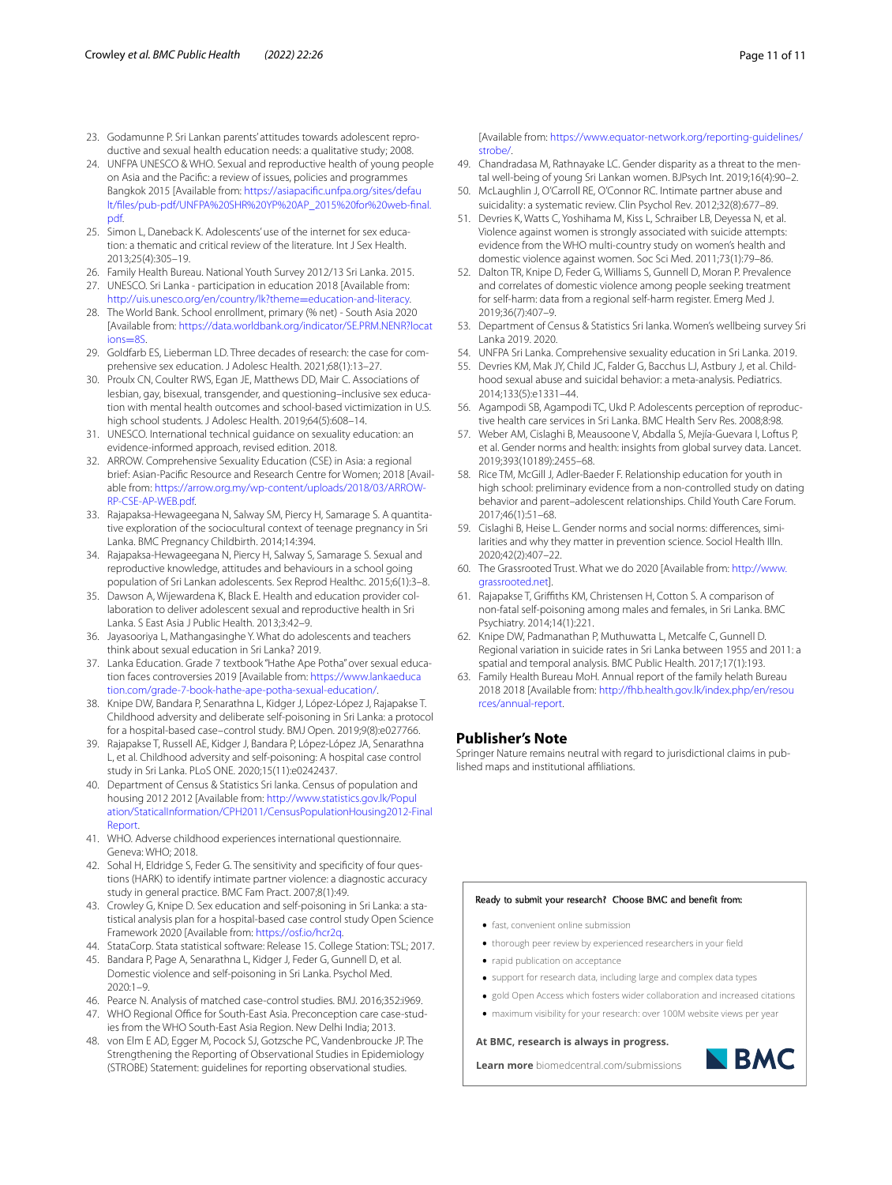23. Godamunne P. Sri Lankan parents' attitudes towards adolescent reproductive and sexual health education needs: a qualitative study; 2008.
24. UNFPA UNESCO & WHO. Sexual and reproductive health of young people on Asia and the Pacific: a review of issues, policies and programmes Bangkok 2015 [Available from: https://asiapacific.unfpa.org/sites/default/files/pub-pdf/UNFPA%20SHR%20YP%20AP_2015%20for%20web-final.pdf.
25. Simon L, Daneback K. Adolescents' use of the internet for sex education: a thematic and critical review of the literature. Int J Sex Health. 2013;25(4):305–19.
26. Family Health Bureau. National Youth Survey 2012/13 Sri Lanka. 2015.
27. UNESCO. Sri Lanka - participation in education 2018 [Available from: http://uis.unesco.org/en/country/lk?theme=education-and-literacy.
28. The World Bank. School enrollment, primary (% net) - South Asia 2020 [Available from: https://data.worldbank.org/indicator/SE.PRM.NENR?locations=8S.
29. Goldfarb ES, Lieberman LD. Three decades of research: the case for comprehensive sex education. J Adolesc Health. 2021;68(1):13–27.
30. Proulx CN, Coulter RWS, Egan JE, Matthews DD, Mair C. Associations of lesbian, gay, bisexual, transgender, and questioning–inclusive sex education with mental health outcomes and school-based victimization in U.S. high school students. J Adolesc Health. 2019;64(5):608–14.
31. UNESCO. International technical guidance on sexuality education: an evidence-informed approach, revised edition. 2018.
32. ARROW. Comprehensive Sexuality Education (CSE) in Asia: a regional brief: Asian-Pacific Resource and Research Centre for Women; 2018 [Available from: https://arrow.org.my/wp-content/uploads/2018/03/ARROW-RP-CSE-AP-WEB.pdf.
33. Rajapaksa-Hewageegana N, Salway SM, Piercy H, Samarage S. A quantitative exploration of the sociocultural context of teenage pregnancy in Sri Lanka. BMC Pregnancy Childbirth. 2014;14:394.
34. Rajapaksa-Hewageegana N, Piercy H, Salway S, Samarage S. Sexual and reproductive knowledge, attitudes and behaviours in a school going population of Sri Lankan adolescents. Sex Reprod Healthc. 2015;6(1):3–8.
35. Dawson A, Wijewardena K, Black E. Health and education provider collaboration to deliver adolescent sexual and reproductive health in Sri Lanka. S East Asia J Public Health. 2013;3:42–9.
36. Jayasooriya L, Mathangasinghe Y. What do adolescents and teachers think about sexual education in Sri Lanka? 2019.
37. Lanka Education. Grade 7 textbook "Hathe Ape Potha" over sexual education faces controversies 2019 [Available from: https://www.lankaeducation.com/grade-7-book-hathe-ape-potha-sexual-education/.
38. Knipe DW, Bandara P, Senarathna L, Kidger J, López-López J, Rajapakse T. Childhood adversity and deliberate self-poisoning in Sri Lanka: a protocol for a hospital-based case–control study. BMJ Open. 2019;9(8):e027766.
39. Rajapakse T, Russell AE, Kidger J, Bandara P, López-López JA, Senarathna L, et al. Childhood adversity and self-poisoning: A hospital case control study in Sri Lanka. PLoS ONE. 2020;15(11):e0242437.
40. Department of Census & Statistics Sri lanka. Census of population and housing 2012 2012 [Available from: http://www.statistics.gov.lk/Population/StaticalInformation/CPH2011/CensusPopulationHousing2012-FinalReport.
41. WHO. Adverse childhood experiences international questionnaire. Geneva: WHO; 2018.
42. Sohal H, Eldridge S, Feder G. The sensitivity and specificity of four questions (HARK) to identify intimate partner violence: a diagnostic accuracy study in general practice. BMC Fam Pract. 2007;8(1):49.
43. Crowley G, Knipe D. Sex education and self-poisoning in Sri Lanka: a statistical analysis plan for a hospital-based case control study Open Science Framework 2020 [Available from: https://osf.io/hcr2q.
44. StataCorp. Stata statistical software: Release 15. College Station: TSL; 2017.
45. Bandara P, Page A, Senarathna L, Kidger J, Feder G, Gunnell D, et al. Domestic violence and self-poisoning in Sri Lanka. Psychol Med. 2020:1–9.
46. Pearce N. Analysis of matched case-control studies. BMJ. 2016;352:i969.
47. WHO Regional Office for South-East Asia. Preconception care case-studies from the WHO South-East Asia Region. New Delhi India; 2013.
48. von Elm E AD, Egger M, Pocock SJ, Gotzsche PC, Vandenbroucke JP. The Strengthening the Reporting of Observational Studies in Epidemiology (STROBE) Statement: guidelines for reporting observational studies. [Available from: https://www.equator-network.org/reporting-guidelines/strobe/.
49. Chandradasa M, Rathnayake LC. Gender disparity as a threat to the mental well-being of young Sri Lankan women. BJPsych Int. 2019;16(4):90–2.
50. McLaughlin J, O'Carroll RE, O'Connor RC. Intimate partner abuse and suicidality: a systematic review. Clin Psychol Rev. 2012;32(8):677–89.
51. Devries K, Watts C, Yoshihama M, Kiss L, Schraiber LB, Deyessa N, et al. Violence against women is strongly associated with suicide attempts: evidence from the WHO multi-country study on women's health and domestic violence against women. Soc Sci Med. 2011;73(1):79–86.
52. Dalton TR, Knipe D, Feder G, Williams S, Gunnell D, Moran P. Prevalence and correlates of domestic violence among people seeking treatment for self-harm: data from a regional self-harm register. Emerg Med J. 2019;36(7):407–9.
53. Department of Census & Statistics Sri lanka. Women's wellbeing survey Sri Lanka 2019. 2020.
54. UNFPA Sri Lanka. Comprehensive sexuality education in Sri Lanka. 2019.
55. Devries KM, Mak JY, Child JC, Falder G, Bacchus LJ, Astbury J, et al. Childhood sexual abuse and suicidal behavior: a meta-analysis. Pediatrics. 2014;133(5):e1331–44.
56. Agampodi SB, Agampodi TC, Ukd P. Adolescents perception of reproductive health care services in Sri Lanka. BMC Health Serv Res. 2008;8:98.
57. Weber AM, Cislaghi B, Meausoone V, Abdalla S, Mejía-Guevara I, Loftus P, et al. Gender norms and health: insights from global survey data. Lancet. 2019;393(10189):2455–68.
58. Rice TM, McGill J, Adler-Baeder F. Relationship education for youth in high school: preliminary evidence from a non-controlled study on dating behavior and parent–adolescent relationships. Child Youth Care Forum. 2017;46(1):51–68.
59. Cislaghi B, Heise L. Gender norms and social norms: differences, similarities and why they matter in prevention science. Sociol Health Illn. 2020;42(2):407–22.
60. The Grassrooted Trust. What we do 2020 [Available from: http://www.grassrooted.net].
61. Rajapakse T, Griffiths KM, Christensen H, Cotton S. A comparison of non-fatal self-poisoning among males and females, in Sri Lanka. BMC Psychiatry. 2014;14(1):221.
62. Knipe DW, Padmanathan P, Muthuwatta L, Metcalfe C, Gunnell D. Regional variation in suicide rates in Sri Lanka between 1955 and 2011: a spatial and temporal analysis. BMC Public Health. 2017;17(1):193.
63. Family Health Bureau MoH. Annual report of the family helath Bureau 2018 2018 [Available from: http://fhb.health.gov.lk/index.php/en/resources/annual-report.

## Publisher's Note

Springer Nature remains neutral with regard to jurisdictional claims in published maps and institutional affiliations.

Ready to submit your research? Choose BMC and benefit from:

- fast, convenient online submission
- thorough peer review by experienced researchers in your field
- rapid publication on acceptance
- support for research data, including large and complex data types
- gold Open Access which fosters wider collaboration and increased citations
- maximum visibility for your research: over 100M website views per year

**At BMC, research is always in progress.**

**Learn more** biomedcentral.com/submissions

BMC